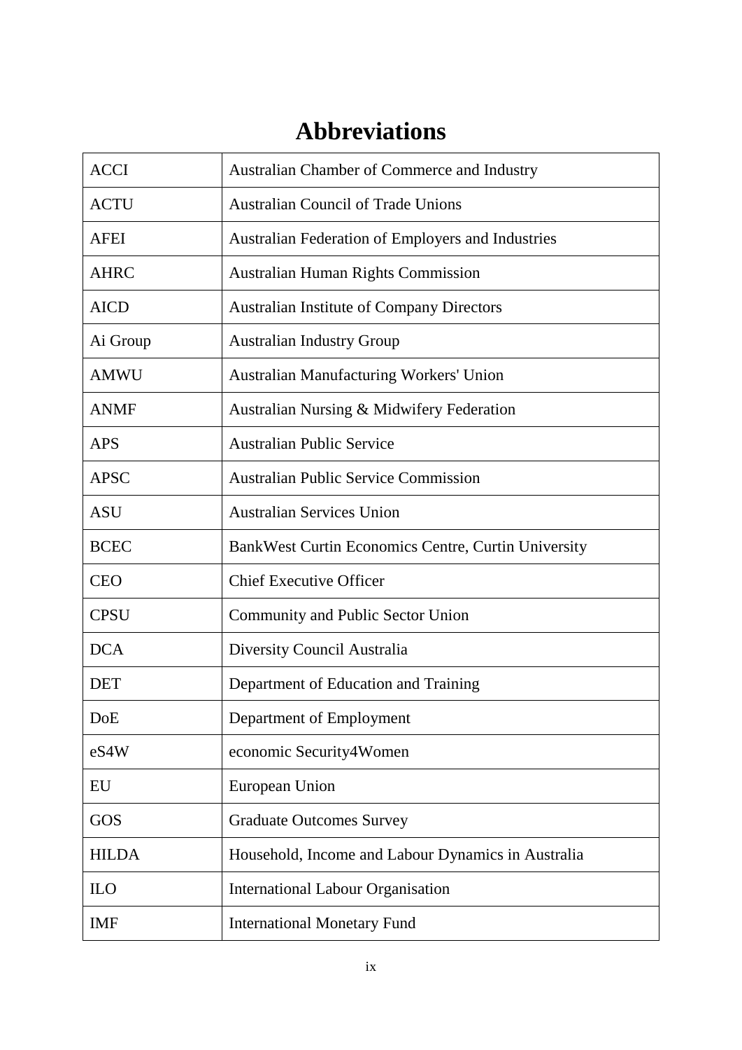# Abbreviations

| | |
|---|---|
| ACCI | Australian Chamber of Commerce and Industry |
| ACTU | Australian Council of Trade Unions |
| AFEI | Australian Federation of Employers and Industries |
| AHRC | Australian Human Rights Commission |
| AICD | Australian Institute of Company Directors |
| Ai Group | Australian Industry Group |
| AMWU | Australian Manufacturing Workers' Union |
| ANMF | Australian Nursing & Midwifery Federation |
| APS | Australian Public Service |
| APSC | Australian Public Service Commission |
| ASU | Australian Services Union |
| BCEC | BankWest Curtin Economics Centre, Curtin University |
| CEO | Chief Executive Officer |
| CPSU | Community and Public Sector Union |
| DCA | Diversity Council Australia |
| DET | Department of Education and Training |
| DoE | Department of Employment |
| eS4W | economic Security4Women |
| EU | European Union |
| GOS | Graduate Outcomes Survey |
| HILDA | Household, Income and Labour Dynamics in Australia |
| ILO | International Labour Organisation |
| IMF | International Monetary Fund |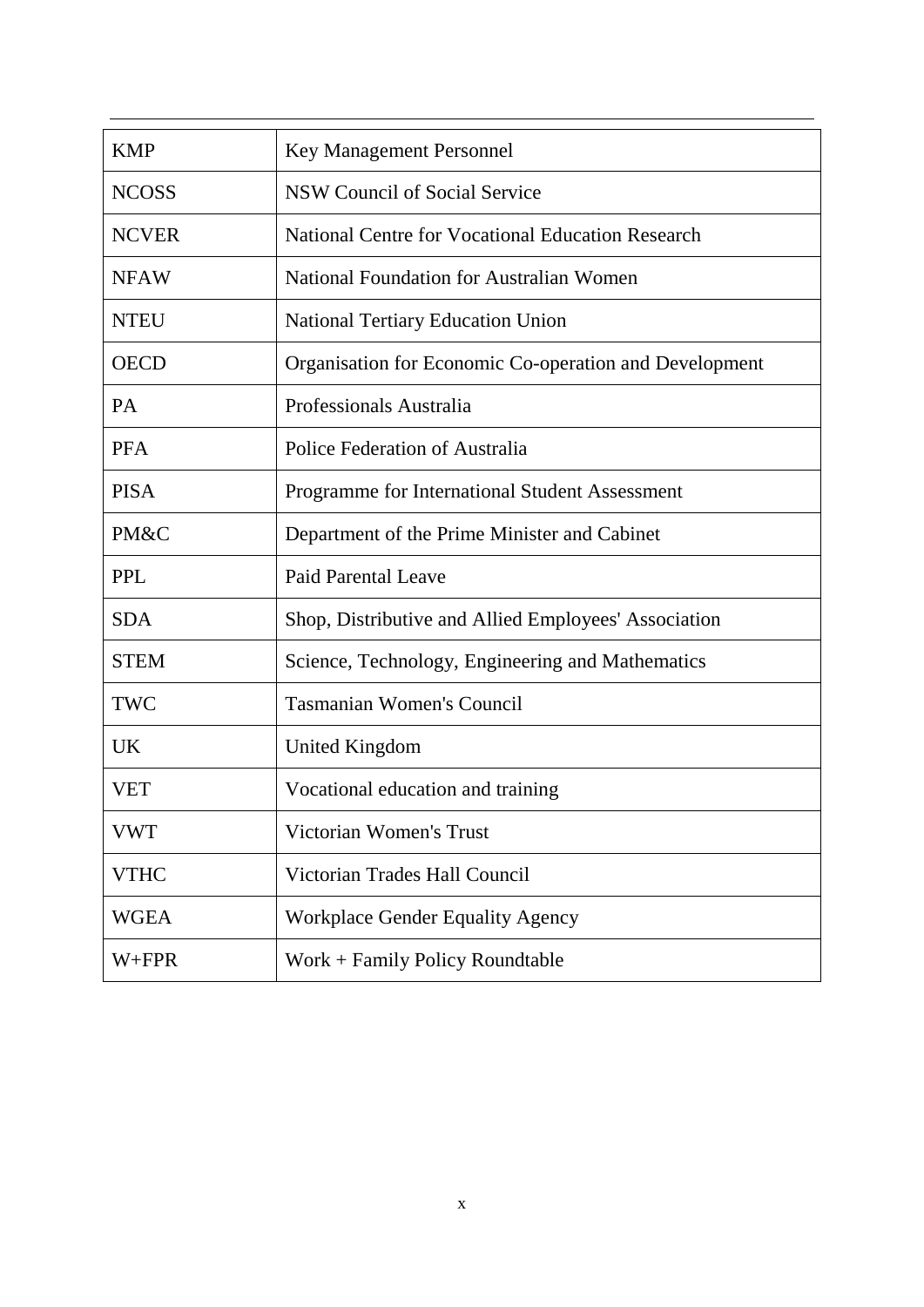| | |
|---|---|
| KMP | Key Management Personnel |
| NCOSS | NSW Council of Social Service |
| NCVER | National Centre for Vocational Education Research |
| NFAW | National Foundation for Australian Women |
| NTEU | National Tertiary Education Union |
| OECD | Organisation for Economic Co-operation and Development |
| PA | Professionals Australia |
| PFA | Police Federation of Australia |
| PISA | Programme for International Student Assessment |
| PM&C | Department of the Prime Minister and Cabinet |
| PPL | Paid Parental Leave |
| SDA | Shop, Distributive and Allied Employees' Association |
| STEM | Science, Technology, Engineering and Mathematics |
| TWC | Tasmanian Women's Council |
| UK | United Kingdom |
| VET | Vocational education and training |
| VWT | Victorian Women's Trust |
| VTHC | Victorian Trades Hall Council |
| WGEA | Workplace Gender Equality Agency |
| W+FPR | Work + Family Policy Roundtable |